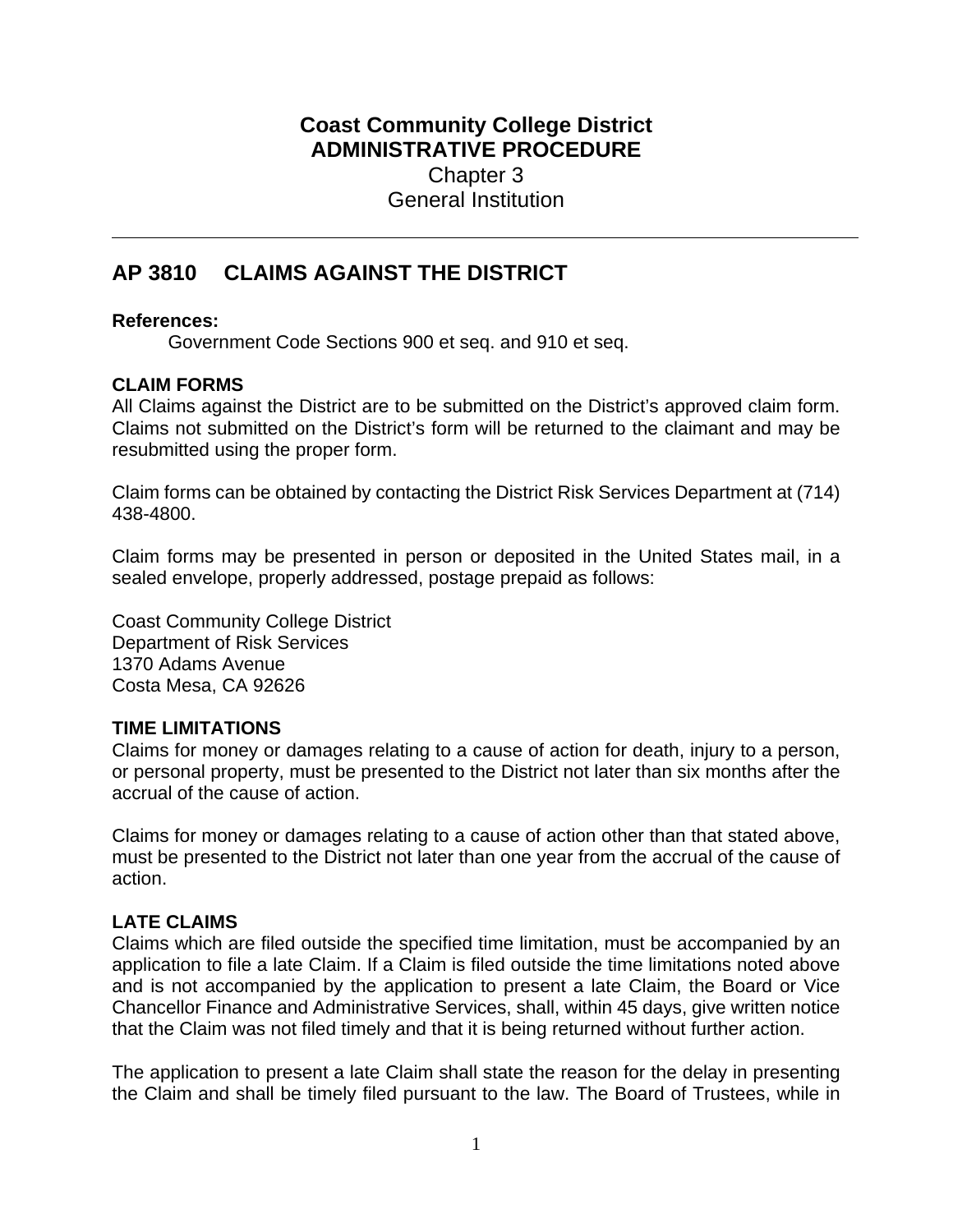# Coast Community College District
## ADMINISTRATIVE PROCEDURE
Chapter 3
General Institution

---

## AP 3810 CLAIMS AGAINST THE DISTRICT

**References:**

Government Code Sections 900 et seq. and 910 et seq.

**CLAIM FORMS**

All Claims against the District are to be submitted on the District's approved claim form. Claims not submitted on the District's form will be returned to the claimant and may be resubmitted using the proper form.

Claim forms can be obtained by contacting the District Risk Services Department at (714) 438-4800.

Claim forms may be presented in person or deposited in the United States mail, in a sealed envelope, properly addressed, postage prepaid as follows:

Coast Community College District
Department of Risk Services
1370 Adams Avenue
Costa Mesa, CA 92626

**TIME LIMITATIONS**

Claims for money or damages relating to a cause of action for death, injury to a person, or personal property, must be presented to the District not later than six months after the accrual of the cause of action.

Claims for money or damages relating to a cause of action other than that stated above, must be presented to the District not later than one year from the accrual of the cause of action.

**LATE CLAIMS**

Claims which are filed outside the specified time limitation, must be accompanied by an application to file a late Claim. If a Claim is filed outside the time limitations noted above and is not accompanied by the application to present a late Claim, the Board or Vice Chancellor Finance and Administrative Services, shall, within 45 days, give written notice that the Claim was not filed timely and that it is being returned without further action.

The application to present a late Claim shall state the reason for the delay in presenting the Claim and shall be timely filed pursuant to the law. The Board of Trustees, while in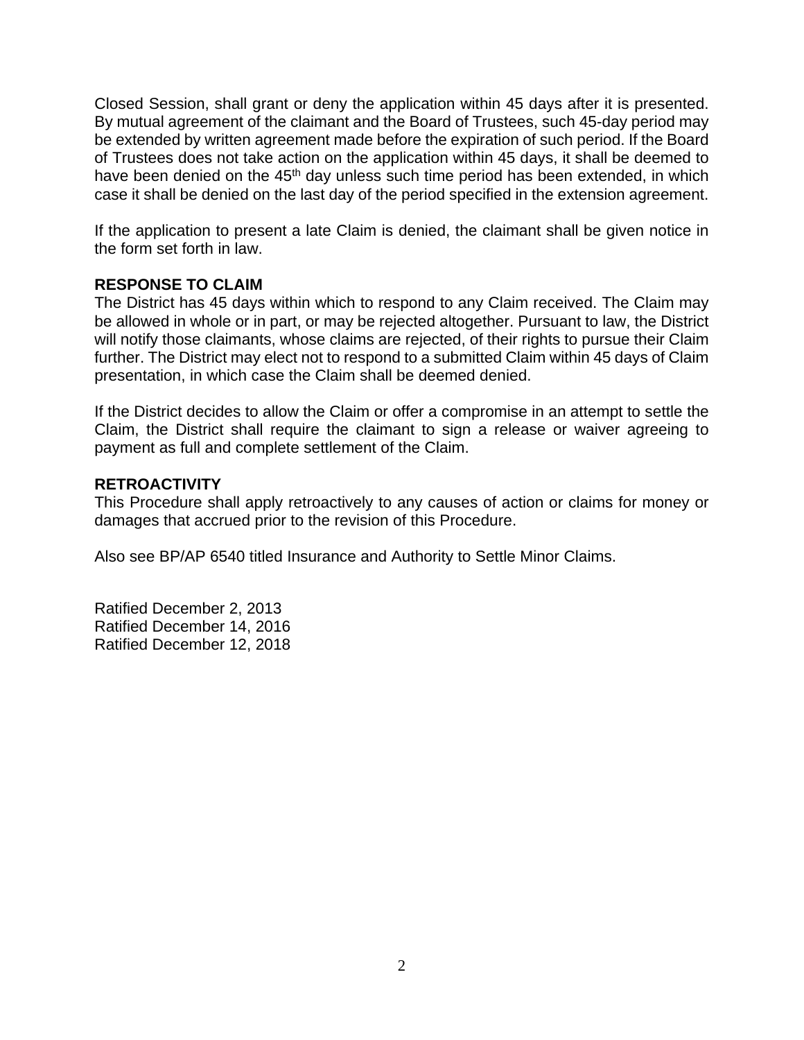Closed Session, shall grant or deny the application within 45 days after it is presented. By mutual agreement of the claimant and the Board of Trustees, such 45-day period may be extended by written agreement made before the expiration of such period. If the Board of Trustees does not take action on the application within 45 days, it shall be deemed to have been denied on the 45th day unless such time period has been extended, in which case it shall be denied on the last day of the period specified in the extension agreement.

If the application to present a late Claim is denied, the claimant shall be given notice in the form set forth in law.

**RESPONSE TO CLAIM**

The District has 45 days within which to respond to any Claim received. The Claim may be allowed in whole or in part, or may be rejected altogether. Pursuant to law, the District will notify those claimants, whose claims are rejected, of their rights to pursue their Claim further. The District may elect not to respond to a submitted Claim within 45 days of Claim presentation, in which case the Claim shall be deemed denied.

If the District decides to allow the Claim or offer a compromise in an attempt to settle the Claim, the District shall require the claimant to sign a release or waiver agreeing to payment as full and complete settlement of the Claim.

**RETROACTIVITY**

This Procedure shall apply retroactively to any causes of action or claims for money or damages that accrued prior to the revision of this Procedure.

Also see BP/AP 6540 titled Insurance and Authority to Settle Minor Claims.

Ratified December 2, 2013
Ratified December 14, 2016
Ratified December 12, 2018